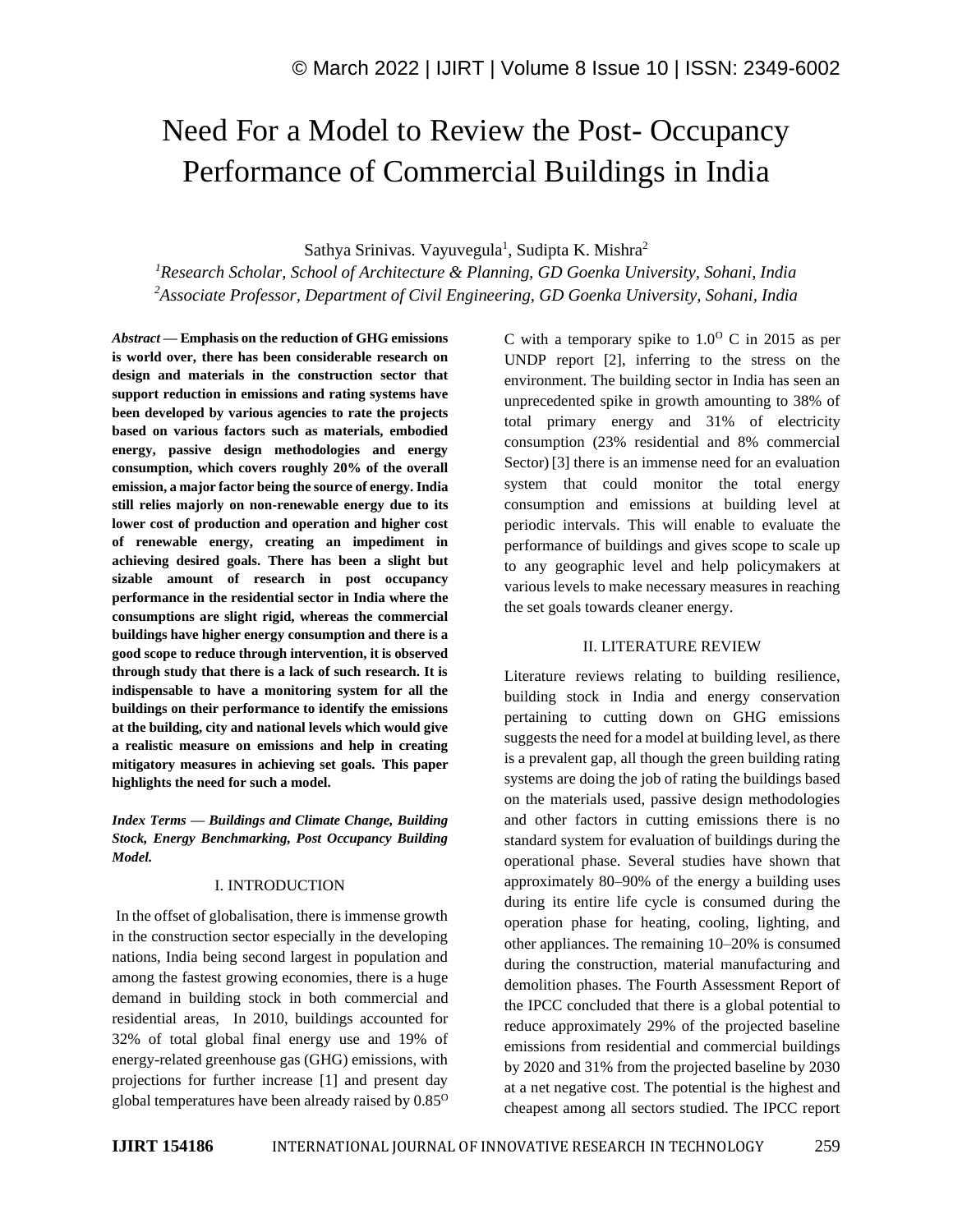# Need For a Model to Review the Post- Occupancy Performance of Commercial Buildings in India

Sathya Srinivas. Vayuvegula[1], Sudipta K. Mishra[2]

[1]*Research Scholar, School of Architecture & Planning, GD Goenka University, Sohani, India*
[2]*Associate Professor, Department of Civil Engineering, GD Goenka University, Sohani, India*

***Abstract*** **— Emphasis on the reduction of GHG emissions is world over, there has been considerable research on design and materials in the construction sector that support reduction in emissions and rating systems have been developed by various agencies to rate the projects based on various factors such as materials, embodied energy, passive design methodologies and energy consumption, which covers roughly 20% of the overall emission, a major factor being the source of energy. India still relies majorly on non-renewable energy due to its lower cost of production and operation and higher cost of renewable energy, creating an impediment in achieving desired goals. There has been a slight but sizable amount of research in post occupancy performance in the residential sector in India where the consumptions are slight rigid, whereas the commercial buildings have higher energy consumption and there is a good scope to reduce through intervention, it is observed through study that there is a lack of such research. It is indispensable to have a monitoring system for all the buildings on their performance to identify the emissions at the building, city and national levels which would give a realistic measure on emissions and help in creating mitigatory measures in achieving set goals. This paper highlights the need for such a model.**

***Index Terms — Buildings and Climate Change, Building Stock, Energy Benchmarking, Post Occupancy Building Model.***

## I. INTRODUCTION

In the offset of globalisation, there is immense growth in the construction sector especially in the developing nations, India being second largest in population and among the fastest growing economies, there is a huge demand in building stock in both commercial and residential areas, In 2010, buildings accounted for 32% of total global final energy use and 19% of energy-related greenhouse gas (GHG) emissions, with projections for further increase [1] and present day global temperatures have been already raised by $0.85^{O}$ C with a temporary spike to $1.0^{O}$ C in 2015 as per UNDP report [2], inferring to the stress on the environment. The building sector in India has seen an unprecedented spike in growth amounting to 38% of total primary energy and 31% of electricity consumption (23% residential and 8% commercial Sector) [3] there is an immense need for an evaluation system that could monitor the total energy consumption and emissions at building level at periodic intervals. This will enable to evaluate the performance of buildings and gives scope to scale up to any geographic level and help policymakers at various levels to make necessary measures in reaching the set goals towards cleaner energy.

## II. LITERATURE REVIEW

Literature reviews relating to building resilience, building stock in India and energy conservation pertaining to cutting down on GHG emissions suggests the need for a model at building level, as there is a prevalent gap, all though the green building rating systems are doing the job of rating the buildings based on the materials used, passive design methodologies and other factors in cutting emissions there is no standard system for evaluation of buildings during the operational phase. Several studies have shown that approximately 80–90% of the energy a building uses during its entire life cycle is consumed during the operation phase for heating, cooling, lighting, and other appliances. The remaining 10–20% is consumed during the construction, material manufacturing and demolition phases. The Fourth Assessment Report of the IPCC concluded that there is a global potential to reduce approximately 29% of the projected baseline emissions from residential and commercial buildings by 2020 and 31% from the projected baseline by 2030 at a net negative cost. The potential is the highest and cheapest among all sectors studied. The IPCC report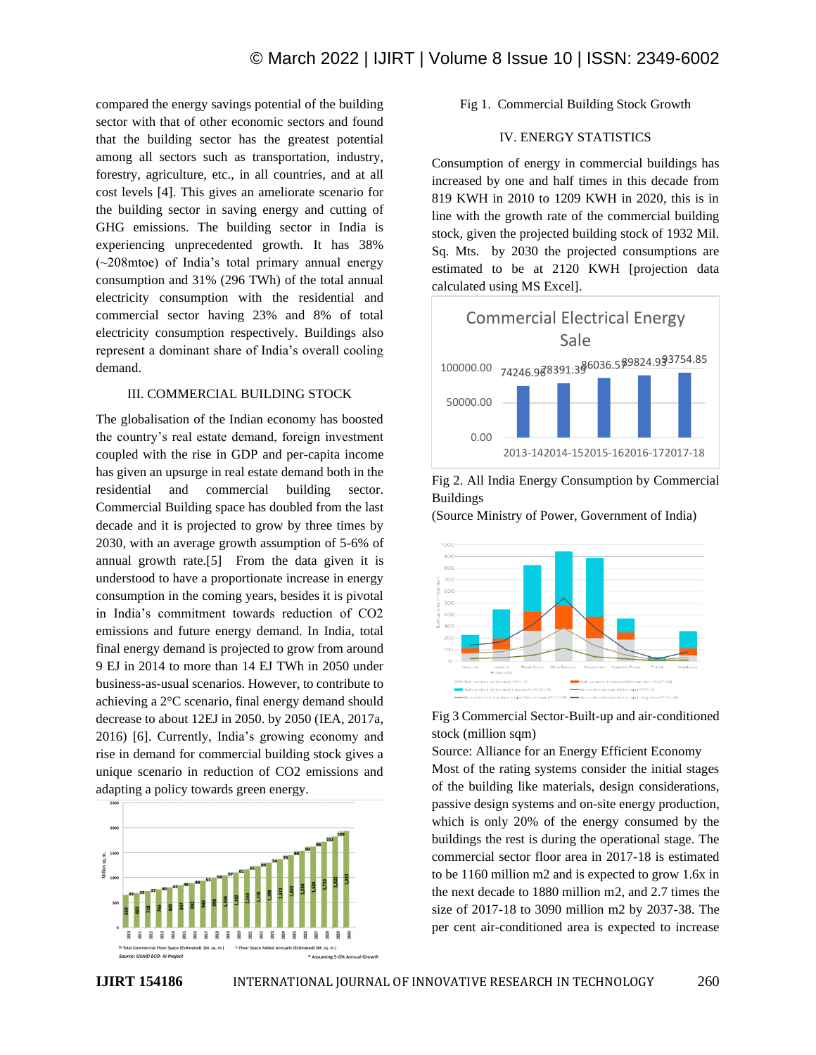compared the energy savings potential of the building sector with that of other economic sectors and found that the building sector has the greatest potential among all sectors such as transportation, industry, forestry, agriculture, etc., in all countries, and at all cost levels [4]. This gives an ameliorate scenario for the building sector in saving energy and cutting of GHG emissions. The building sector in India is experiencing unprecedented growth. It has 38% (~208mtoe) of India's total primary annual energy consumption and 31% (296 TWh) of the total annual electricity consumption with the residential and commercial sector having 23% and 8% of total electricity consumption respectively. Buildings also represent a dominant share of India's overall cooling demand.

## III. COMMERCIAL BUILDING STOCK

The globalisation of the Indian economy has boosted the country's real estate demand, foreign investment coupled with the rise in GDP and per-capita income has given an upsurge in real estate demand both in the residential and commercial building sector. Commercial Building space has doubled from the last decade and it is projected to grow by three times by 2030, with an average growth assumption of 5-6% of annual growth rate.[5] From the data given in it is understood to have a proportionate increase in energy consumption in the coming years, besides it is pivotal in India's commitment towards reduction of CO2 emissions and future energy demand. In India, total final energy demand is projected to grow from around 9 EJ in 2014 to more than 14 EJ TWh in 2050 under business-as-usual scenarios. However, to contribute to achieving a 2°C scenario, final energy demand should decrease to about 12EJ in 2050. by 2050 (IEA, 2017a, 2016) [6]. Currently, India's growing economy and rise in demand for commercial building stock gives a unique scenario in reduction of CO2 emissions and adapting a policy towards green energy.

Fig 1. Commercial Building Stock Growth

## IV. ENERGY STATISTICS

Consumption of energy in commercial buildings has increased by one and half times in this decade from 819 KWH in 2010 to 1209 KWH in 2020, this is in line with the growth rate of the commercial building stock, given the projected building stock of 1932 Mil. Sq. Mts. by 2030 the projected consumptions are estimated to be at 2120 KWH [projection data calculated using MS Excel].

Fig 2. All India Energy Consumption by Commercial Buildings

(Source Ministry of Power, Government of India)

Fig 3 Commercial Sector-Built-up and air-conditioned stock (million sqm)

Source: Alliance for an Energy Efficient Economy

Most of the rating systems consider the initial stages of the building like materials, design considerations, passive design systems and on-site energy production, which is only 20% of the energy consumed by the buildings the rest is during the operational stage. The commercial sector floor area in 2017-18 is estimated to be 1160 million m2 and is expected to grow 1.6x in the next decade to 1880 million m2, and 2.7 times the size of 2017-18 to 3090 million m2 by 2037-38. The per cent air-conditioned area is expected to increase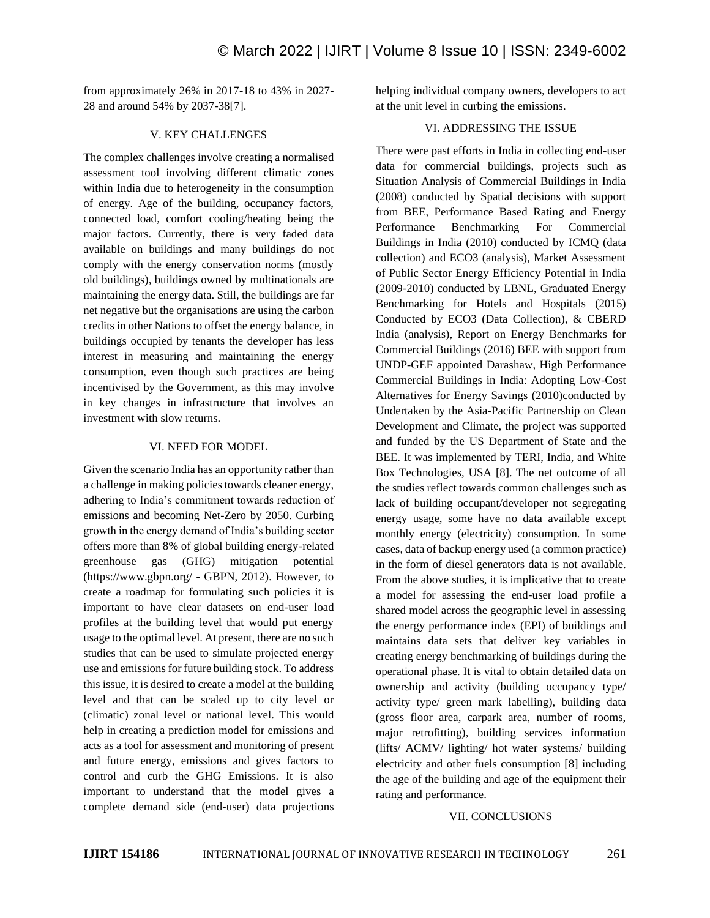from approximately 26% in 2017-18 to 43% in 2027-28 and around 54% by 2037-38[7].

## V. KEY CHALLENGES

The complex challenges involve creating a normalised assessment tool involving different climatic zones within India due to heterogeneity in the consumption of energy. Age of the building, occupancy factors, connected load, comfort cooling/heating being the major factors. Currently, there is very faded data available on buildings and many buildings do not comply with the energy conservation norms (mostly old buildings), buildings owned by multinationals are maintaining the energy data. Still, the buildings are far net negative but the organisations are using the carbon credits in other Nations to offset the energy balance, in buildings occupied by tenants the developer has less interest in measuring and maintaining the energy consumption, even though such practices are being incentivised by the Government, as this may involve in key changes in infrastructure that involves an investment with slow returns.

## VI. NEED FOR MODEL

Given the scenario India has an opportunity rather than a challenge in making policies towards cleaner energy, adhering to India's commitment towards reduction of emissions and becoming Net-Zero by 2050. Curbing growth in the energy demand of India's building sector offers more than 8% of global building energy-related greenhouse gas (GHG) mitigation potential (https://www.gbpn.org/ - GBPN, 2012). However, to create a roadmap for formulating such policies it is important to have clear datasets on end-user load profiles at the building level that would put energy usage to the optimal level. At present, there are no such studies that can be used to simulate projected energy use and emissions for future building stock. To address this issue, it is desired to create a model at the building level and that can be scaled up to city level or (climatic) zonal level or national level. This would help in creating a prediction model for emissions and acts as a tool for assessment and monitoring of present and future energy, emissions and gives factors to control and curb the GHG Emissions. It is also important to understand that the model gives a complete demand side (end-user) data projections helping individual company owners, developers to act at the unit level in curbing the emissions.

## VI. ADDRESSING THE ISSUE

There were past efforts in India in collecting end-user data for commercial buildings, projects such as Situation Analysis of Commercial Buildings in India (2008) conducted by Spatial decisions with support from BEE, Performance Based Rating and Energy Performance Benchmarking For Commercial Buildings in India (2010) conducted by ICMQ (data collection) and ECO3 (analysis), Market Assessment of Public Sector Energy Efficiency Potential in India (2009-2010) conducted by LBNL, Graduated Energy Benchmarking for Hotels and Hospitals (2015) Conducted by ECO3 (Data Collection), & CBERD India (analysis), Report on Energy Benchmarks for Commercial Buildings (2016) BEE with support from UNDP-GEF appointed Darashaw, High Performance Commercial Buildings in India: Adopting Low-Cost Alternatives for Energy Savings (2010)conducted by Undertaken by the Asia-Pacific Partnership on Clean Development and Climate, the project was supported and funded by the US Department of State and the BEE. It was implemented by TERI, India, and White Box Technologies, USA [8]. The net outcome of all the studies reflect towards common challenges such as lack of building occupant/developer not segregating energy usage, some have no data available except monthly energy (electricity) consumption. In some cases, data of backup energy used (a common practice) in the form of diesel generators data is not available. From the above studies, it is implicative that to create a model for assessing the end-user load profile a shared model across the geographic level in assessing the energy performance index (EPI) of buildings and maintains data sets that deliver key variables in creating energy benchmarking of buildings during the operational phase. It is vital to obtain detailed data on ownership and activity (building occupancy type/ activity type/ green mark labelling), building data (gross floor area, carpark area, number of rooms, major retrofitting), building services information (lifts/ ACMV/ lighting/ hot water systems/ building electricity and other fuels consumption [8] including the age of the building and age of the equipment their rating and performance.

## VII. CONCLUSIONS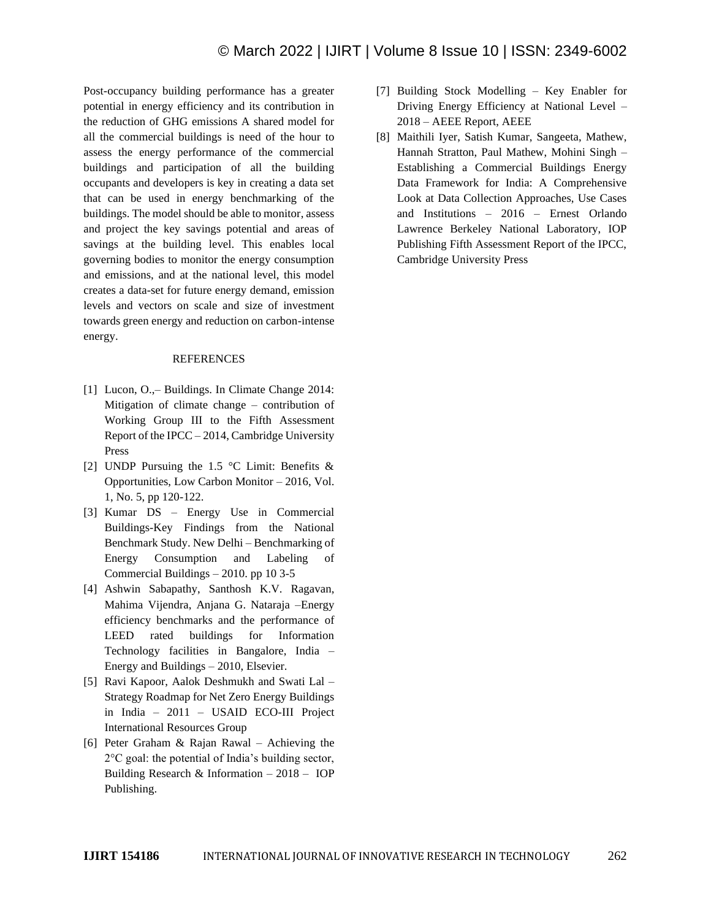Post-occupancy building performance has a greater potential in energy efficiency and its contribution in the reduction of GHG emissions A shared model for all the commercial buildings is need of the hour to assess the energy performance of the commercial buildings and participation of all the building occupants and developers is key in creating a data set that can be used in energy benchmarking of the buildings. The model should be able to monitor, assess and project the key savings potential and areas of savings at the building level. This enables local governing bodies to monitor the energy consumption and emissions, and at the national level, this model creates a data-set for future energy demand, emission levels and vectors on scale and size of investment towards green energy and reduction on carbon-intense energy.

## REFERENCES

[1] Lucon, O.,– Buildings. In Climate Change 2014: Mitigation of climate change – contribution of Working Group III to the Fifth Assessment Report of the IPCC – 2014, Cambridge University Press

[2] UNDP Pursuing the 1.5 °C Limit: Benefits & Opportunities, Low Carbon Monitor – 2016, Vol. 1, No. 5, pp 120-122.

[3] Kumar DS – Energy Use in Commercial Buildings-Key Findings from the National Benchmark Study. New Delhi – Benchmarking of Energy Consumption and Labeling of Commercial Buildings – 2010. pp 10 3-5

[4] Ashwin Sabapathy, Santhosh K.V. Ragavan, Mahima Vijendra, Anjana G. Nataraja –Energy efficiency benchmarks and the performance of LEED rated buildings for Information Technology facilities in Bangalore, India – Energy and Buildings – 2010, Elsevier.

[5] Ravi Kapoor, Aalok Deshmukh and Swati Lal – Strategy Roadmap for Net Zero Energy Buildings in India – 2011 – USAID ECO-III Project International Resources Group

[6] Peter Graham & Rajan Rawal – Achieving the 2°C goal: the potential of India's building sector, Building Research & Information – 2018 – IOP Publishing.

[7] Building Stock Modelling – Key Enabler for Driving Energy Efficiency at National Level – 2018 – AEEE Report, AEEE

[8] Maithili Iyer, Satish Kumar, Sangeeta, Mathew, Hannah Stratton, Paul Mathew, Mohini Singh – Establishing a Commercial Buildings Energy Data Framework for India: A Comprehensive Look at Data Collection Approaches, Use Cases and Institutions – 2016 – Ernest Orlando Lawrence Berkeley National Laboratory, IOP Publishing Fifth Assessment Report of the IPCC, Cambridge University Press